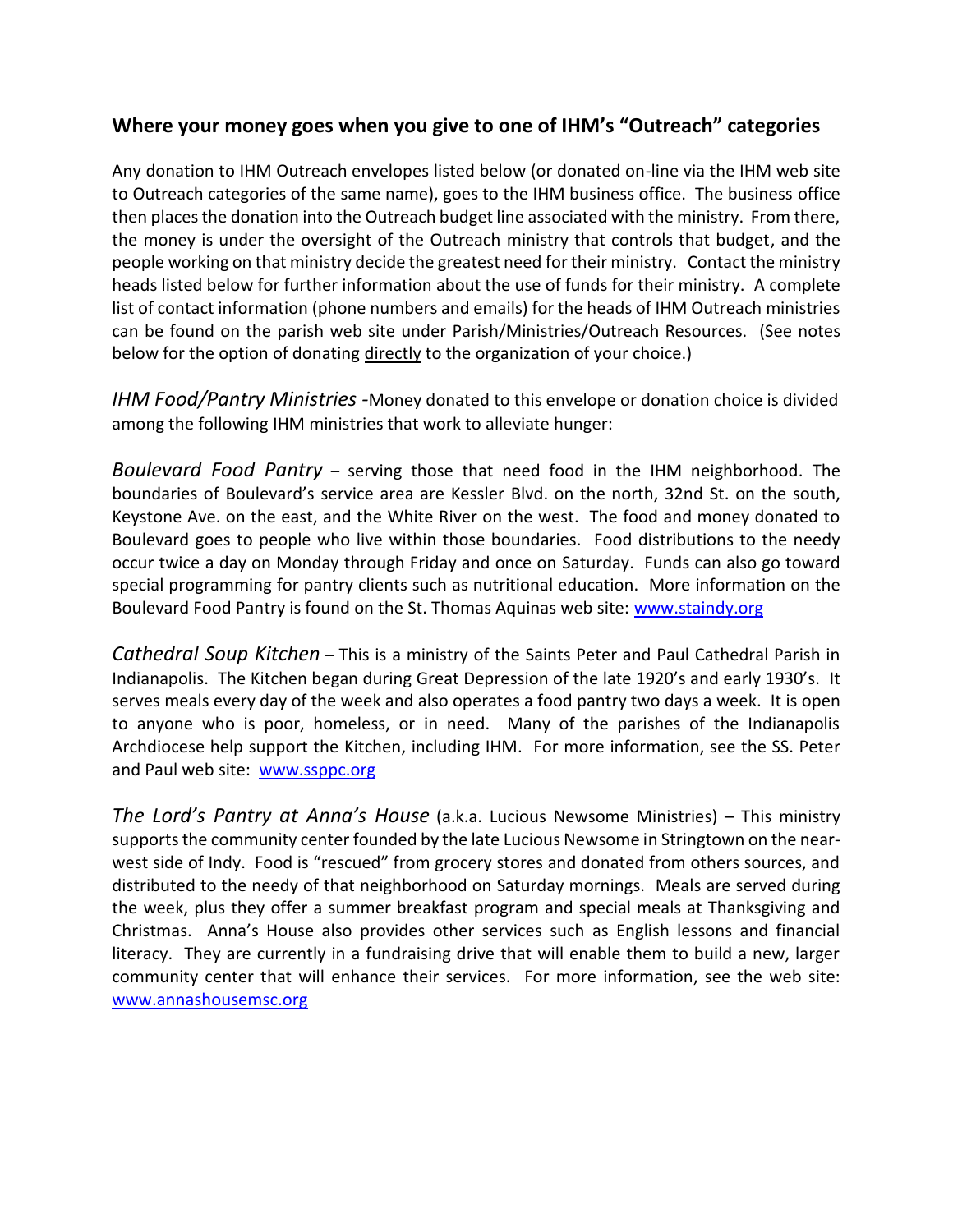## **Where your money goes when you give to one of IHM's "Outreach" categories**

Any donation to IHM Outreach envelopes listed below (or donated on-line via the IHM web site to Outreach categories of the same name), goes to the IHM business office. The business office then places the donation into the Outreach budget line associated with the ministry. From there, the money is under the oversight of the Outreach ministry that controls that budget, and the people working on that ministry decide the greatest need for their ministry. Contact the ministry heads listed below for further information about the use of funds for their ministry. A complete list of contact information (phone numbers and emails) for the heads of IHM Outreach ministries can be found on the parish web site under Parish/Ministries/Outreach Resources. (See notes below for the option of donating <u>directly</u> to the organization of your choice.)

*IHM Food/Pantry Ministries* -Money donated to this envelope or donation choice is divided among the following IHM ministries that work to alleviate hunger:

*Boulevard Food Pantry* – serving those that need food in the IHM neighborhood. The boundaries of Boulevard's service area are Kessler Blvd. on the north, 32nd St. on the south, Keystone Ave. on the east, and the White River on the west. The food and money donated to Boulevard goes to people who live within those boundaries. Food distributions to the needy occur twice a day on Monday through Friday and once on Saturday. Funds can also go toward special programming for pantry clients such as nutritional education. More information on the Boulevard Food Pantry is found on the St. Thomas Aquinas web site: [www.staindy.org](http://www.staindy.org)

*Cathedral Soup Kitchen* – This is a ministry of the Saints Peter and Paul Cathedral Parish in Indianapolis. The Kitchen began during Great Depression of the late 1920's and early 1930's. It serves meals every day of the week and also operates a food pantry two days a week. It is open to anyone who is poor, homeless, or in need. Many of the parishes of the Indianapolis Archdiocese help support the Kitchen, including IHM. For more information, see the SS. Peter and Paul web site: [www.ssppc.org](http://www.ssppc.org)

*The Lord's Pantry at Anna's House* (a.k.a. Lucious Newsome Ministries) – This ministry supports the community center founded by the late Lucious Newsome in Stringtown on the near-west side of Indy. Food is "rescued" from grocery stores and donated from others sources, and distributed to the needy of that neighborhood on Saturday mornings. Meals are served during the week, plus they offer a summer breakfast program and special meals at Thanksgiving and Christmas. Anna's House also provides other services such as English lessons and financial literacy. They are currently in a fundraising drive that will enable them to build a new, larger community center that will enhance their services. For more information, see the web site: [www.annashousemsc.org](http://www.annashousemsc.org)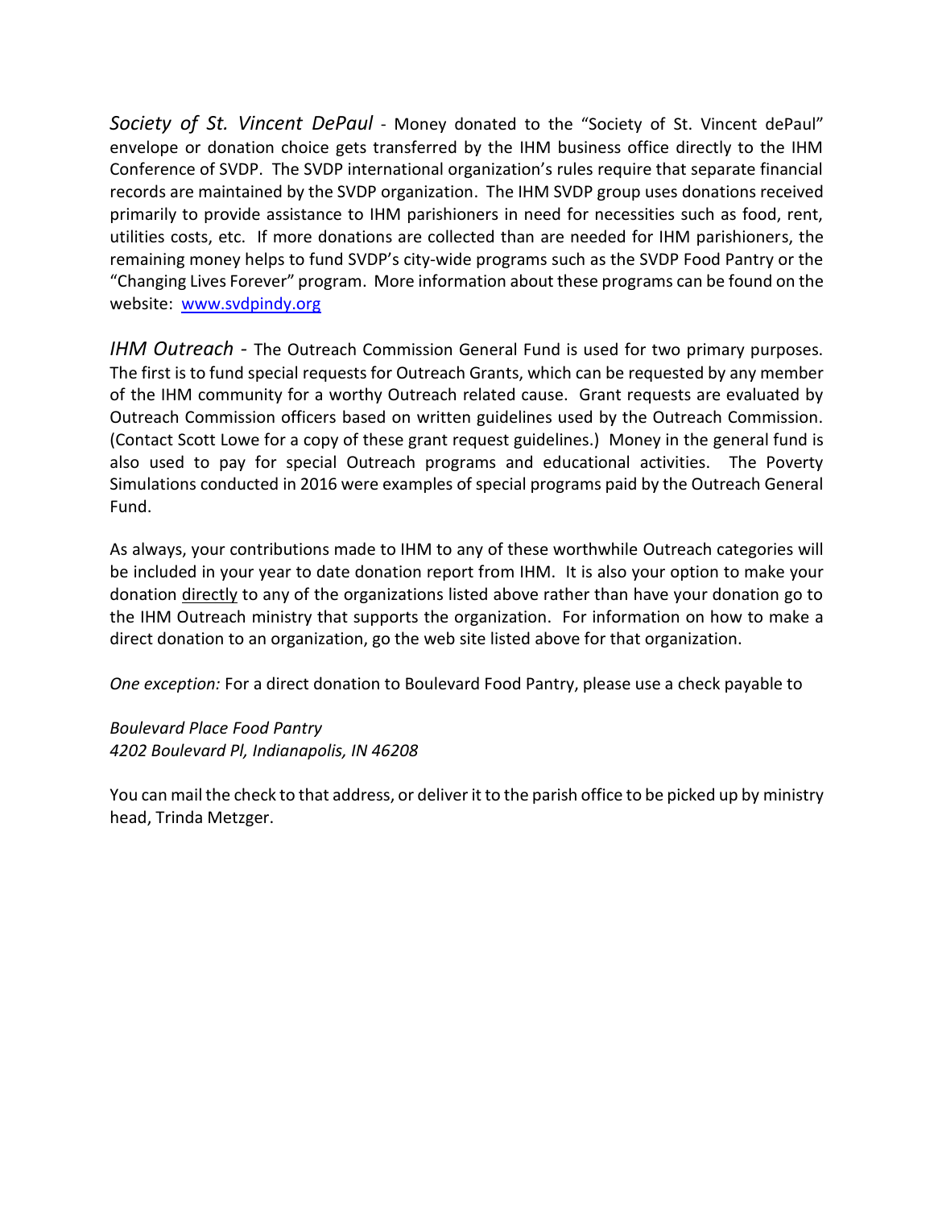*Society of St. Vincent DePaul* - Money donated to the "Society of St. Vincent dePaul" envelope or donation choice gets transferred by the IHM business office directly to the IHM Conference of SVDP. The SVDP international organization's rules require that separate financial records are maintained by the SVDP organization. The IHM SVDP group uses donations received primarily to provide assistance to IHM parishioners in need for necessities such as food, rent, utilities costs, etc. If more donations are collected than are needed for IHM parishioners, the remaining money helps to fund SVDP's city-wide programs such as the SVDP Food Pantry or the "Changing Lives Forever" program. More information about these programs can be found on the website: [www.svdpindy.org](www.svdpindy.org)

*IHM Outreach* - The Outreach Commission General Fund is used for two primary purposes. The first is to fund special requests for Outreach Grants, which can be requested by any member of the IHM community for a worthy Outreach related cause. Grant requests are evaluated by Outreach Commission officers based on written guidelines used by the Outreach Commission. (Contact Scott Lowe for a copy of these grant request guidelines.) Money in the general fund is also used to pay for special Outreach programs and educational activities. The Poverty Simulations conducted in 2016 were examples of special programs paid by the Outreach General Fund.

As always, your contributions made to IHM to any of these worthwhile Outreach categories will be included in your year to date donation report from IHM. It is also your option to make your donation <u>directly</u> to any of the organizations listed above rather than have your donation go to the IHM Outreach ministry that supports the organization. For information on how to make a direct donation to an organization, go the web site listed above for that organization.

*One exception:* For a direct donation to Boulevard Food Pantry, please use a check payable to

*Boulevard Place Food Pantry*
*4202 Boulevard Pl, Indianapolis, IN 46208*

You can mail the check to that address, or deliver it to the parish office to be picked up by ministry head, Trinda Metzger.